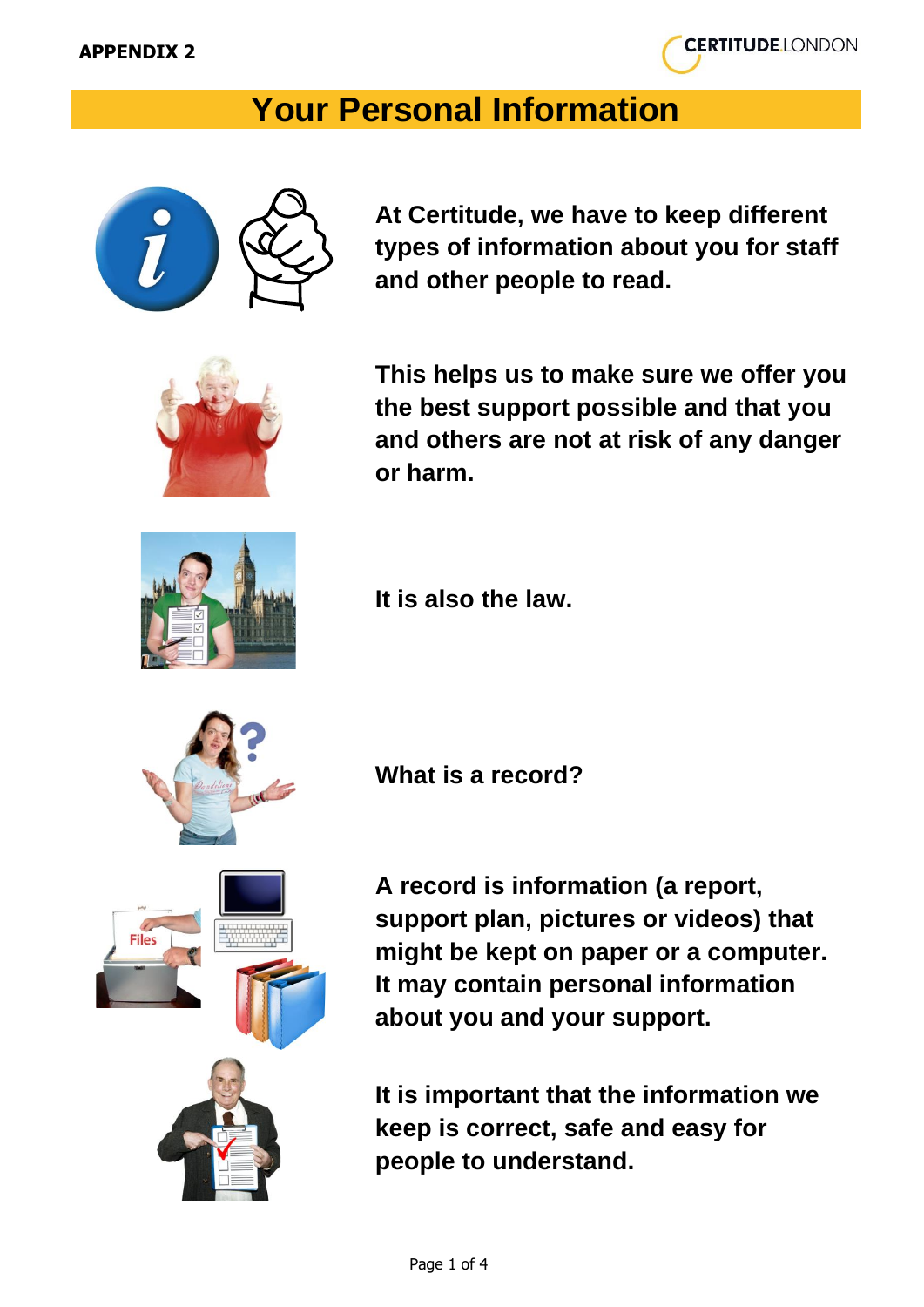**APPENDIX 2**

# Your Personal Information

**At Certitude, we have to keep different types of information about you for staff and other people to read.**

**This helps us to make sure we offer you the best support possible and that you and others are not at risk of any danger or harm.**

**It is also the law.**

**What is a record?**

**A record is information (a report, support plan, pictures or videos) that might be kept on paper or a computer. It may contain personal information about you and your support.**

**It is important that the information we keep is correct, safe and easy for people to understand.**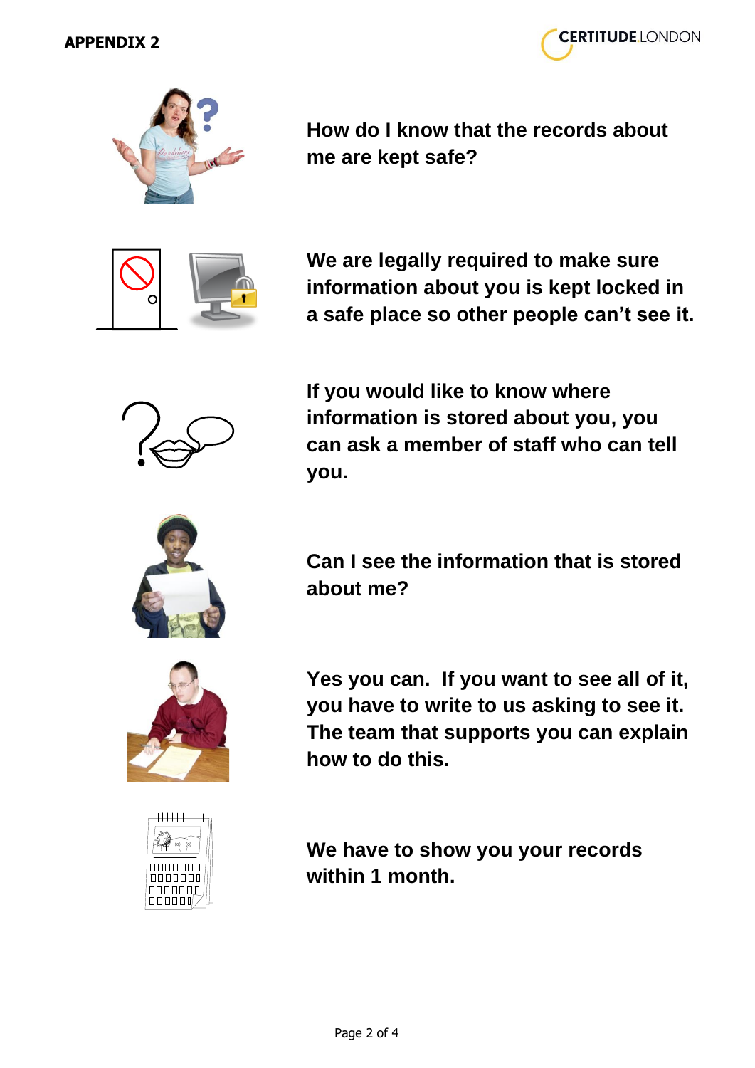**How do I know that the records about me are kept safe?**

**We are legally required to make sure information about you is kept locked in a safe place so other people can't see it.**

**If you would like to know where information is stored about you, you can ask a member of staff who can tell you.**

**Can I see the information that is stored about me?**

**Yes you can. If you want to see all of it, you have to write to us asking to see it. The team that supports you can explain how to do this.**

**We have to show you your records within 1 month.**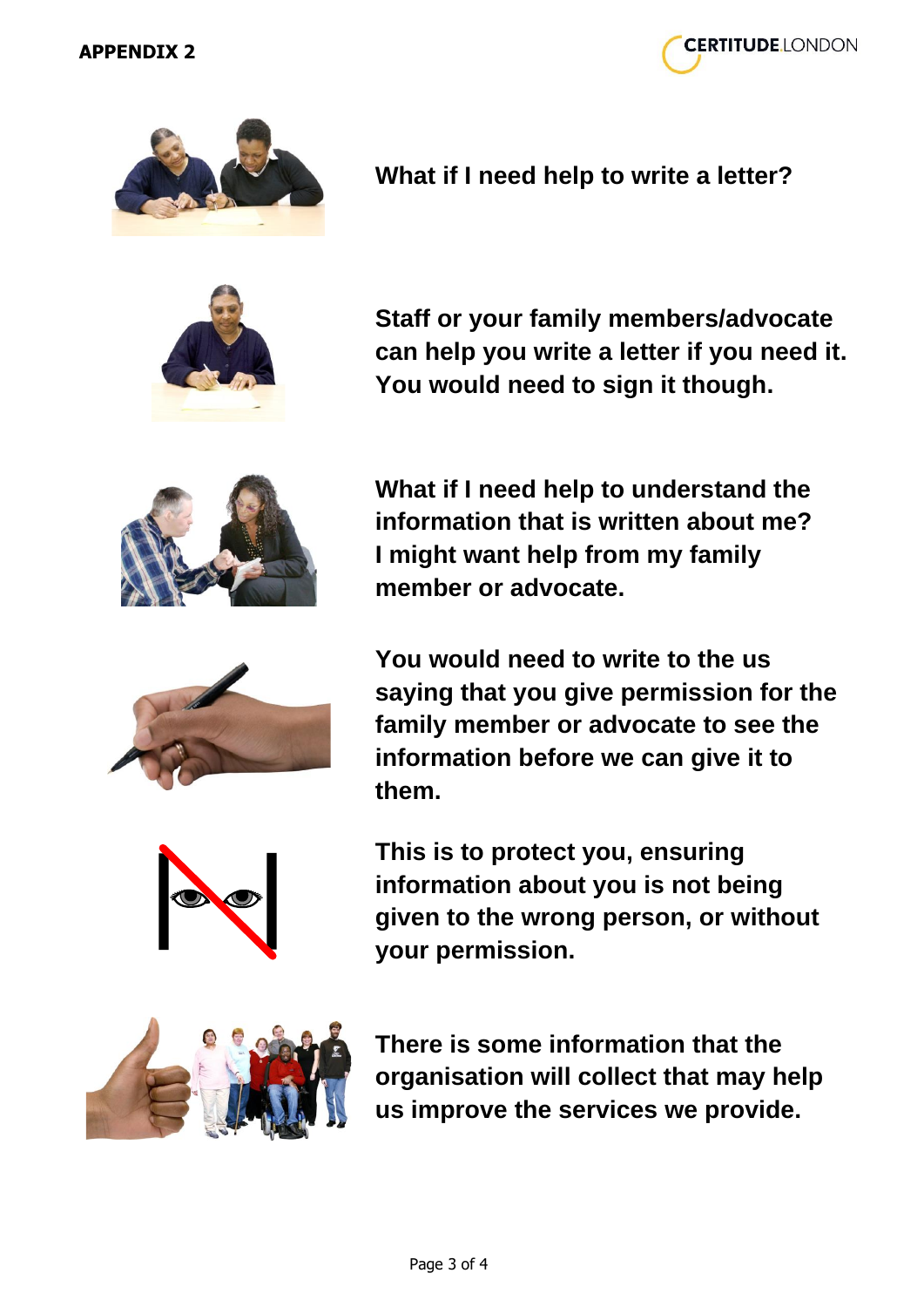**What if I need help to write a letter?**

**Staff or your family members/advocate can help you write a letter if you need it. You would need to sign it though.**

**What if I need help to understand the information that is written about me? I might want help from my family member or advocate.**

**You would need to write to the us saying that you give permission for the family member or advocate to see the information before we can give it to them.**

**This is to protect you, ensuring information about you is not being given to the wrong person, or without your permission.**

**There is some information that the organisation will collect that may help us improve the services we provide.**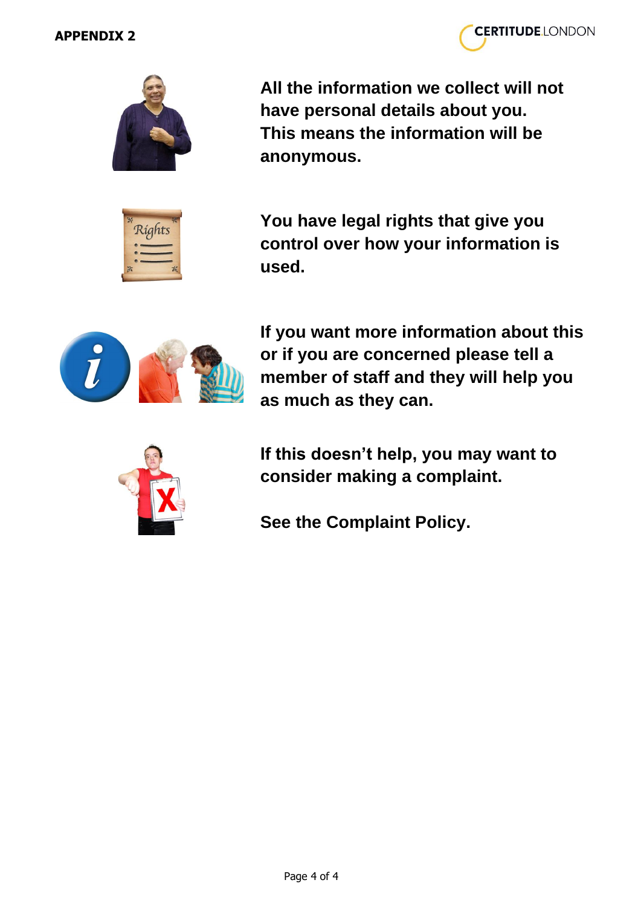**All the information we collect will not have personal details about you. This means the information will be anonymous.**

**You have legal rights that give you control over how your information is used.**

**If you want more information about this or if you are concerned please tell a member of staff and they will help you as much as they can.**

**If this doesn't help, you may want to consider making a complaint.**

**See the Complaint Policy.**